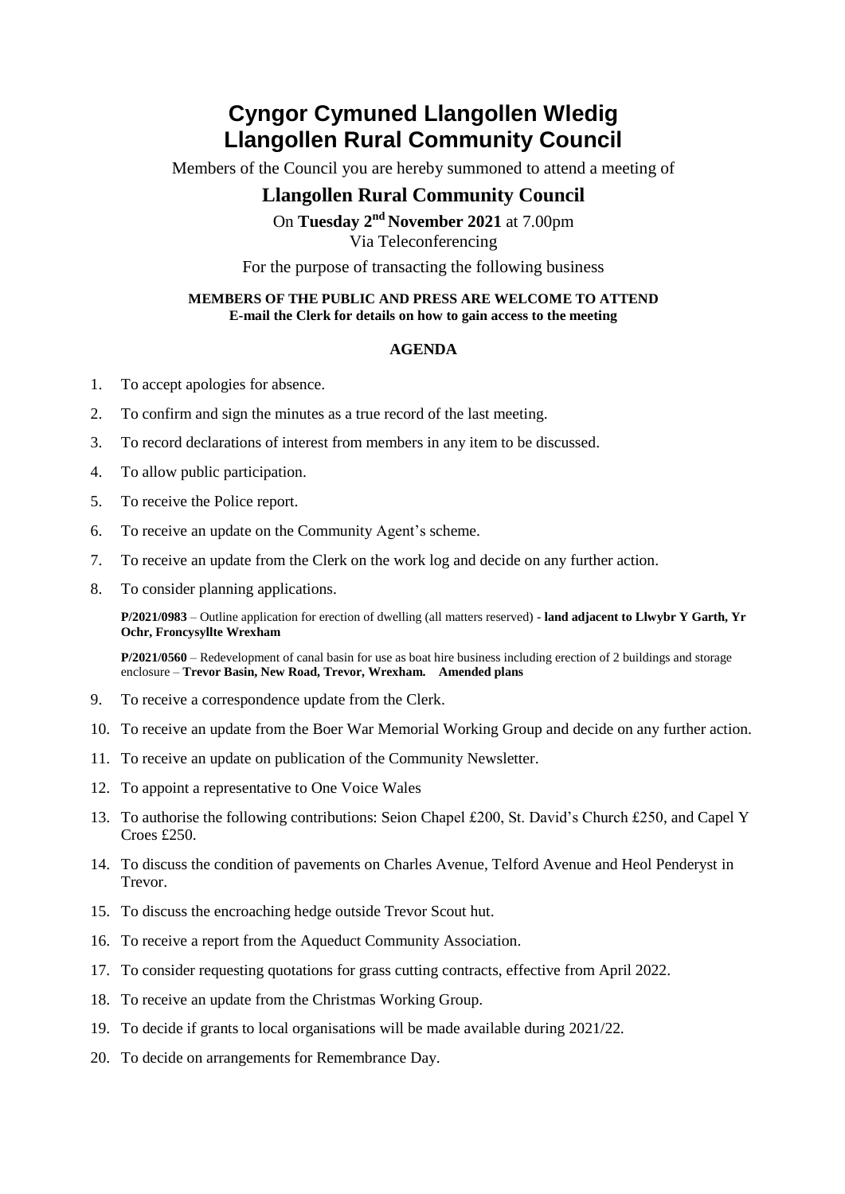# Cyngor Cymuned Llangollen Wledig
# Llangollen Rural Community Council

Members of the Council you are hereby summoned to attend a meeting of

## Llangollen Rural Community Council

On **Tuesday 2nd November 2021** at 7.00pm
Via Teleconferencing

For the purpose of transacting the following business

**MEMBERS OF THE PUBLIC AND PRESS ARE WELCOME TO ATTEND**
**E-mail the Clerk for details on how to gain access to the meeting**

**AGENDA**

1. To accept apologies for absence.
2. To confirm and sign the minutes as a true record of the last meeting.
3. To record declarations of interest from members in any item to be discussed.
4. To allow public participation.
5. To receive the Police report.
6. To receive an update on the Community Agent's scheme.
7. To receive an update from the Clerk on the work log and decide on any further action.
8. To consider planning applications.

   **P/2021/0983** – Outline application for erection of dwelling (all matters reserved) - **land adjacent to Llwybr Y Garth, Yr Ochr, Froncysyllte Wrexham**

   **P/2021/0560** – Redevelopment of canal basin for use as boat hire business including erection of 2 buildings and storage enclosure – **Trevor Basin, New Road, Trevor, Wrexham. Amended plans**

9. To receive a correspondence update from the Clerk.
10. To receive an update from the Boer War Memorial Working Group and decide on any further action.
11. To receive an update on publication of the Community Newsletter.
12. To appoint a representative to One Voice Wales
13. To authorise the following contributions: Seion Chapel £200, St. David's Church £250, and Capel Y Croes £250.
14. To discuss the condition of pavements on Charles Avenue, Telford Avenue and Heol Penderyst in Trevor.
15. To discuss the encroaching hedge outside Trevor Scout hut.
16. To receive a report from the Aqueduct Community Association.
17. To consider requesting quotations for grass cutting contracts, effective from April 2022.
18. To receive an update from the Christmas Working Group.
19. To decide if grants to local organisations will be made available during 2021/22.
20. To decide on arrangements for Remembrance Day.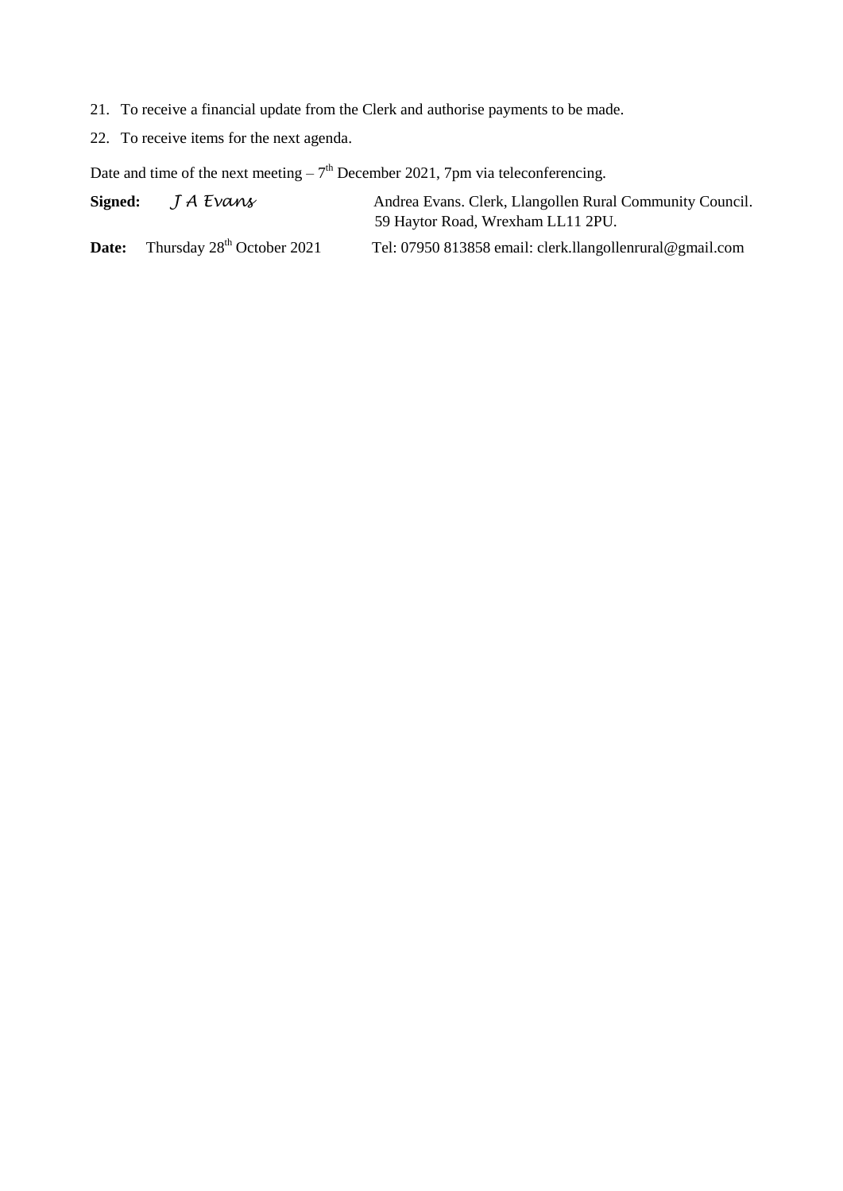21. To receive a financial update from the Clerk and authorise payments to be made.
22. To receive items for the next agenda.

Date and time of the next meeting – 7th December 2021, 7pm via teleconferencing.

**Signed:** *J A Evans* Andrea Evans. Clerk, Llangollen Rural Community Council.
59 Haytor Road, Wrexham LL11 2PU.

**Date:** Thursday 28th October 2021 Tel: 07950 813858 email: clerk.llangollenrural@gmail.com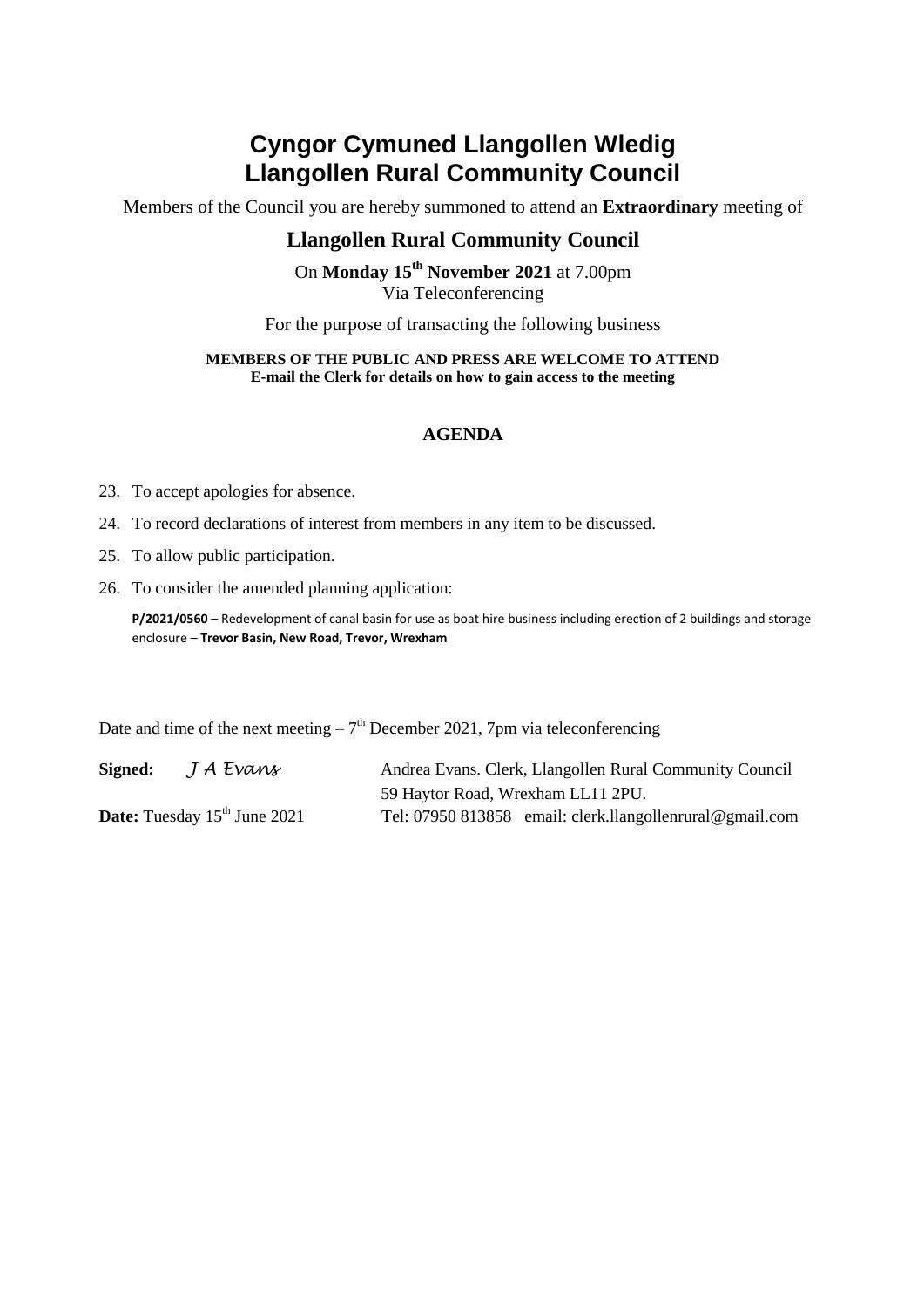# Cyngor Cymuned Llangollen Wledig
# Llangollen Rural Community Council

Members of the Council you are hereby summoned to attend an **Extraordinary** meeting of

## Llangollen Rural Community Council

On **Monday 15th November 2021** at 7.00pm
Via Teleconferencing

For the purpose of transacting the following business

**MEMBERS OF THE PUBLIC AND PRESS ARE WELCOME TO ATTEND**
**E-mail the Clerk for details on how to gain access to the meeting**

### AGENDA

23. To accept apologies for absence.
24. To record declarations of interest from members in any item to be discussed.
25. To allow public participation.
26. To consider the amended planning application:

    **P/2021/0560** – Redevelopment of canal basin for use as boat hire business including erection of 2 buildings and storage enclosure – **Trevor Basin, New Road, Trevor, Wrexham**

Date and time of the next meeting – 7th December 2021, 7pm via teleconferencing

**Signed:** *J A Evans* Andrea Evans. Clerk, Llangollen Rural Community Council
59 Haytor Road, Wrexham LL11 2PU.

**Date:** Tuesday 15th June 2021 Tel: 07950 813858 email: clerk.llangollenrural@gmail.com